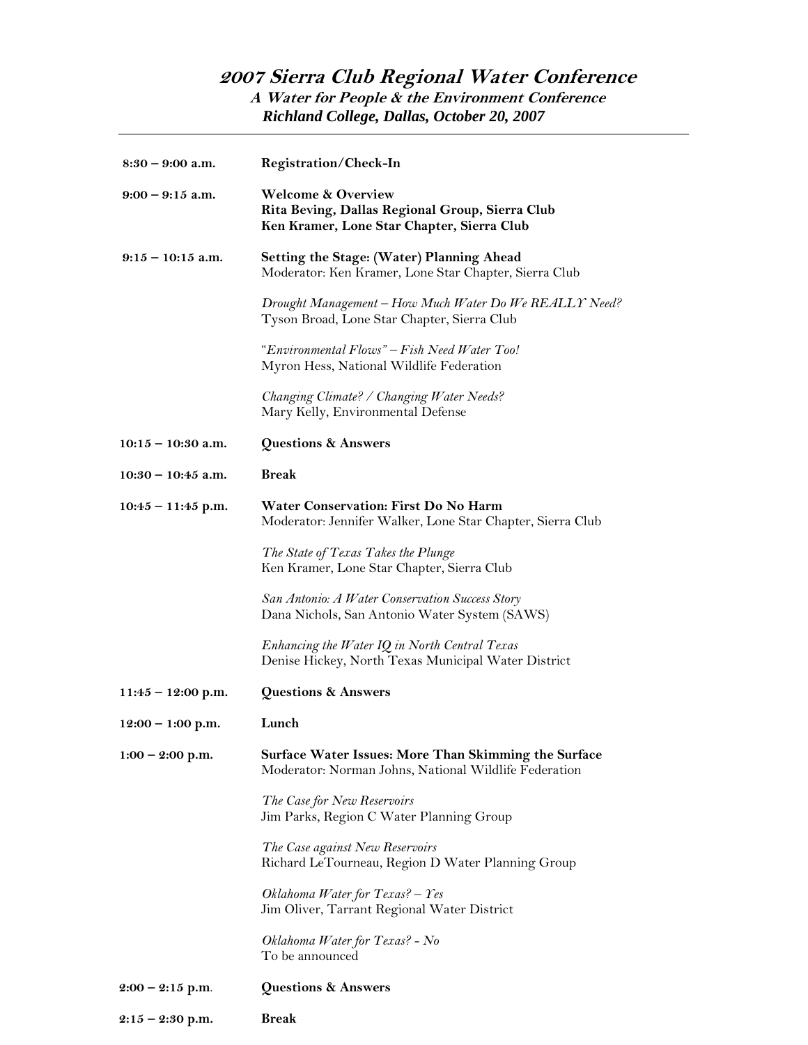# 2007 Sierra Club Regional Water Conference

**A Water for People & the Environment Conference**

**Richland College, Dallas, October 20, 2007**

---

**8:30 – 9:00 a.m.** **Registration/Check-In**

**9:00 – 9:15 a.m.** **Welcome & Overview**
**Rita Beving, Dallas Regional Group, Sierra Club**
**Ken Kramer, Lone Star Chapter, Sierra Club**

**9:15 – 10:15 a.m.** **Setting the Stage: (Water) Planning Ahead**
Moderator: Ken Kramer, Lone Star Chapter, Sierra Club

*Drought Management – How Much Water Do We REALLY Need?*
Tyson Broad, Lone Star Chapter, Sierra Club

*"Environmental Flows" – Fish Need Water Too!*
Myron Hess, National Wildlife Federation

*Changing Climate? / Changing Water Needs?*
Mary Kelly, Environmental Defense

**10:15 – 10:30 a.m.** **Questions & Answers**

**10:30 – 10:45 a.m.** **Break**

**10:45 – 11:45 p.m.** **Water Conservation: First Do No Harm**
Moderator: Jennifer Walker, Lone Star Chapter, Sierra Club

*The State of Texas Takes the Plunge*
Ken Kramer, Lone Star Chapter, Sierra Club

*San Antonio: A Water Conservation Success Story*
Dana Nichols, San Antonio Water System (SAWS)

*Enhancing the Water IQ in North Central Texas*
Denise Hickey, North Texas Municipal Water District

**11:45 – 12:00 p.m.** **Questions & Answers**

**12:00 – 1:00 p.m.** **Lunch**

**1:00 – 2:00 p.m.** **Surface Water Issues: More Than Skimming the Surface**
Moderator: Norman Johns, National Wildlife Federation

*The Case for New Reservoirs*
Jim Parks, Region C Water Planning Group

*The Case against New Reservoirs*
Richard LeTourneau, Region D Water Planning Group

*Oklahoma Water for Texas? – Yes*
Jim Oliver, Tarrant Regional Water District

*Oklahoma Water for Texas? - No*
To be announced

**2:00 – 2:15 p.m.** **Questions & Answers**

**2:15 – 2:30 p.m.** **Break**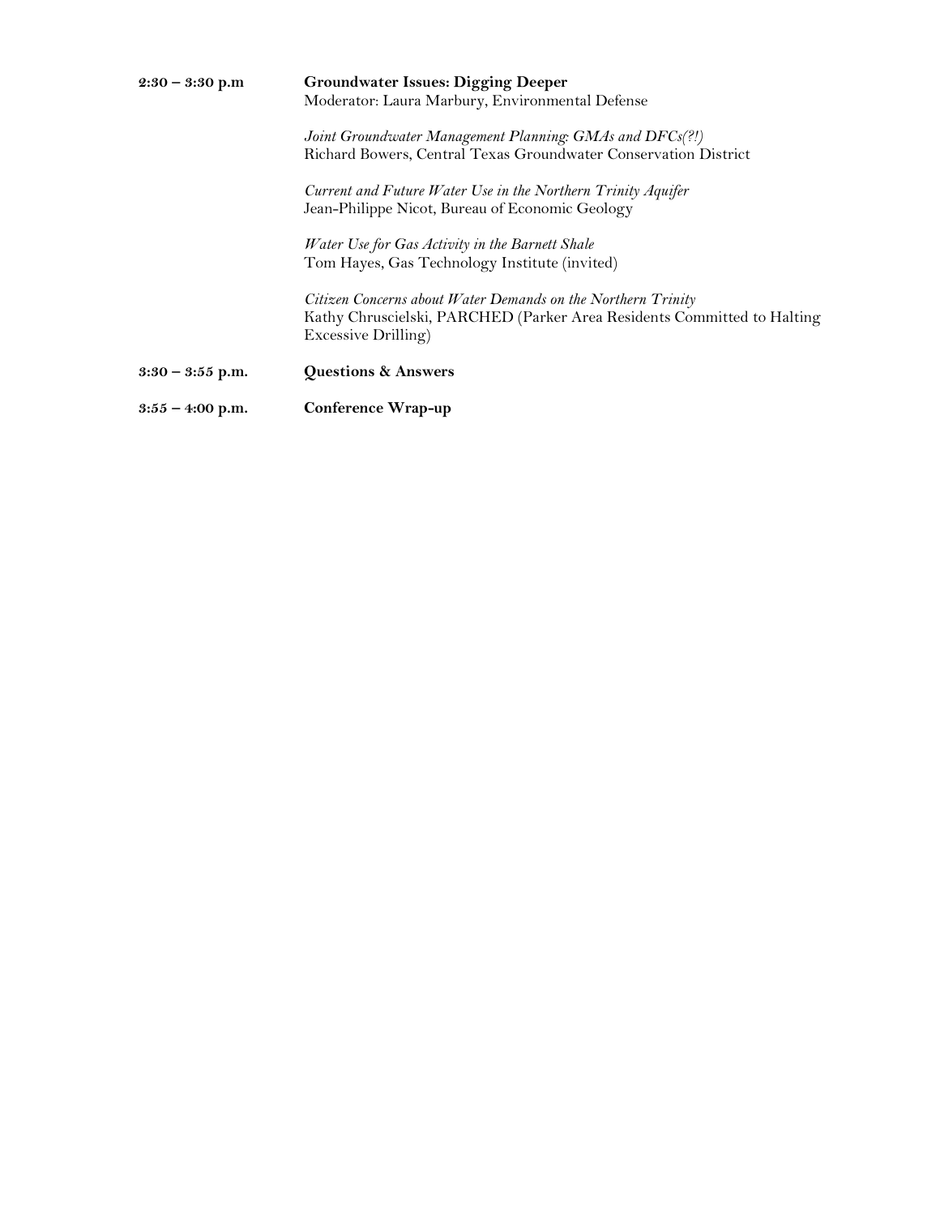**2:30 – 3:30 p.m** **Groundwater Issues: Digging Deeper**
Moderator: Laura Marbury, Environmental Defense

*Joint Groundwater Management Planning: GMAs and DFCs(?!)*
Richard Bowers, Central Texas Groundwater Conservation District

*Current and Future Water Use in the Northern Trinity Aquifer*
Jean-Philippe Nicot, Bureau of Economic Geology

*Water Use for Gas Activity in the Barnett Shale*
Tom Hayes, Gas Technology Institute (invited)

*Citizen Concerns about Water Demands on the Northern Trinity*
Kathy Chruscielski, PARCHED (Parker Area Residents Committed to Halting Excessive Drilling)

**3:30 – 3:55 p.m.** **Questions & Answers**

**3:55 – 4:00 p.m.** **Conference Wrap-up**